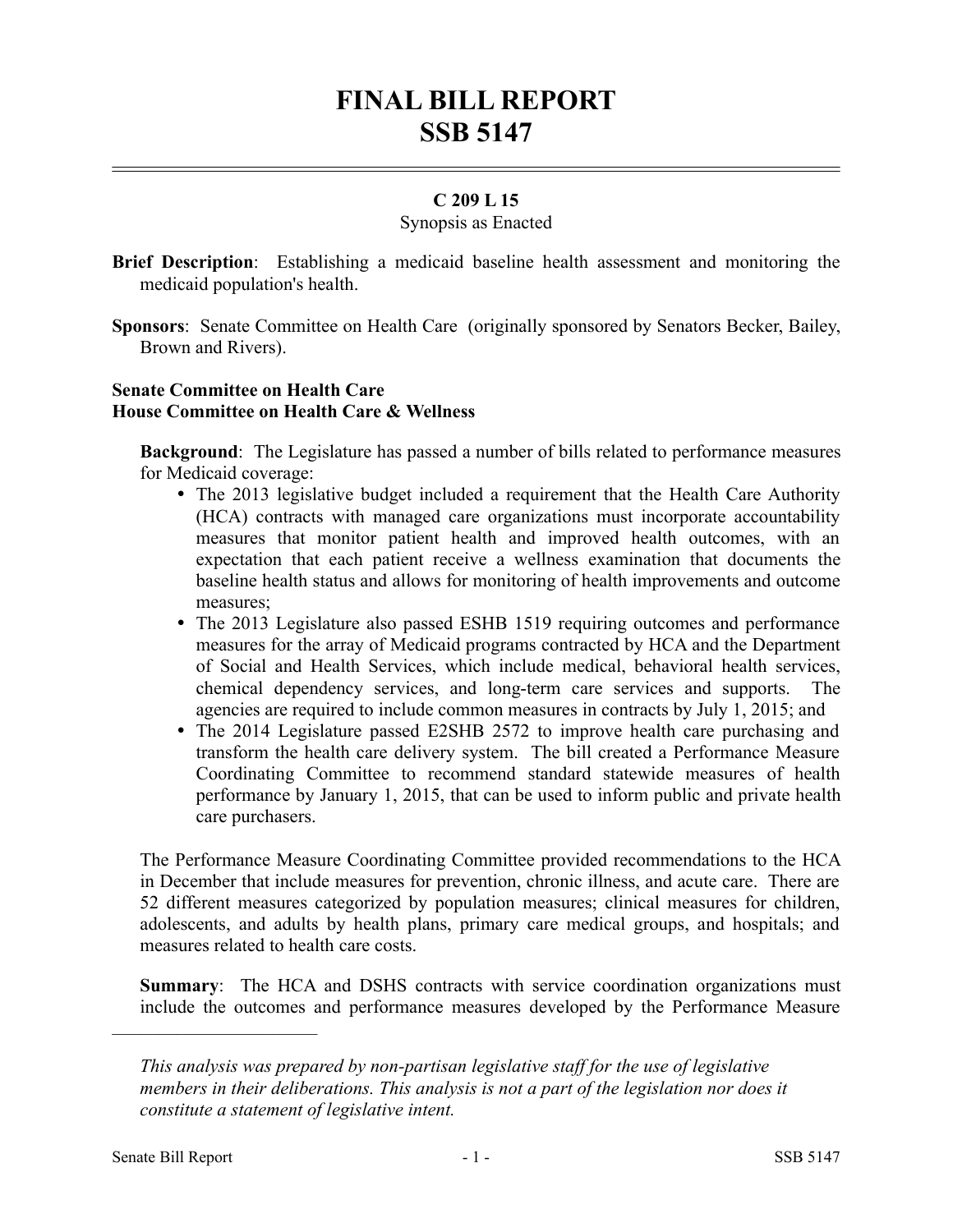# FINAL BILL REPORT
# SSB 5147

**C 209 L 15**

Synopsis as Enacted

**Brief Description**: Establishing a medicaid baseline health assessment and monitoring the medicaid population's health.

**Sponsors**: Senate Committee on Health Care (originally sponsored by Senators Becker, Bailey, Brown and Rivers).

**Senate Committee on Health Care**
**House Committee on Health Care & Wellness**

**Background**: The Legislature has passed a number of bills related to performance measures for Medicaid coverage:

- The 2013 legislative budget included a requirement that the Health Care Authority (HCA) contracts with managed care organizations must incorporate accountability measures that monitor patient health and improved health outcomes, with an expectation that each patient receive a wellness examination that documents the baseline health status and allows for monitoring of health improvements and outcome measures;
- The 2013 Legislature also passed ESHB 1519 requiring outcomes and performance measures for the array of Medicaid programs contracted by HCA and the Department of Social and Health Services, which include medical, behavioral health services, chemical dependency services, and long-term care services and supports. The agencies are required to include common measures in contracts by July 1, 2015; and
- The 2014 Legislature passed E2SHB 2572 to improve health care purchasing and transform the health care delivery system. The bill created a Performance Measure Coordinating Committee to recommend standard statewide measures of health performance by January 1, 2015, that can be used to inform public and private health care purchasers.

The Performance Measure Coordinating Committee provided recommendations to the HCA in December that include measures for prevention, chronic illness, and acute care. There are 52 different measures categorized by population measures; clinical measures for children, adolescents, and adults by health plans, primary care medical groups, and hospitals; and measures related to health care costs.

**Summary**: The HCA and DSHS contracts with service coordination organizations must include the outcomes and performance measures developed by the Performance Measure

---

*This analysis was prepared by non-partisan legislative staff for the use of legislative members in their deliberations. This analysis is not a part of the legislation nor does it constitute a statement of legislative intent.*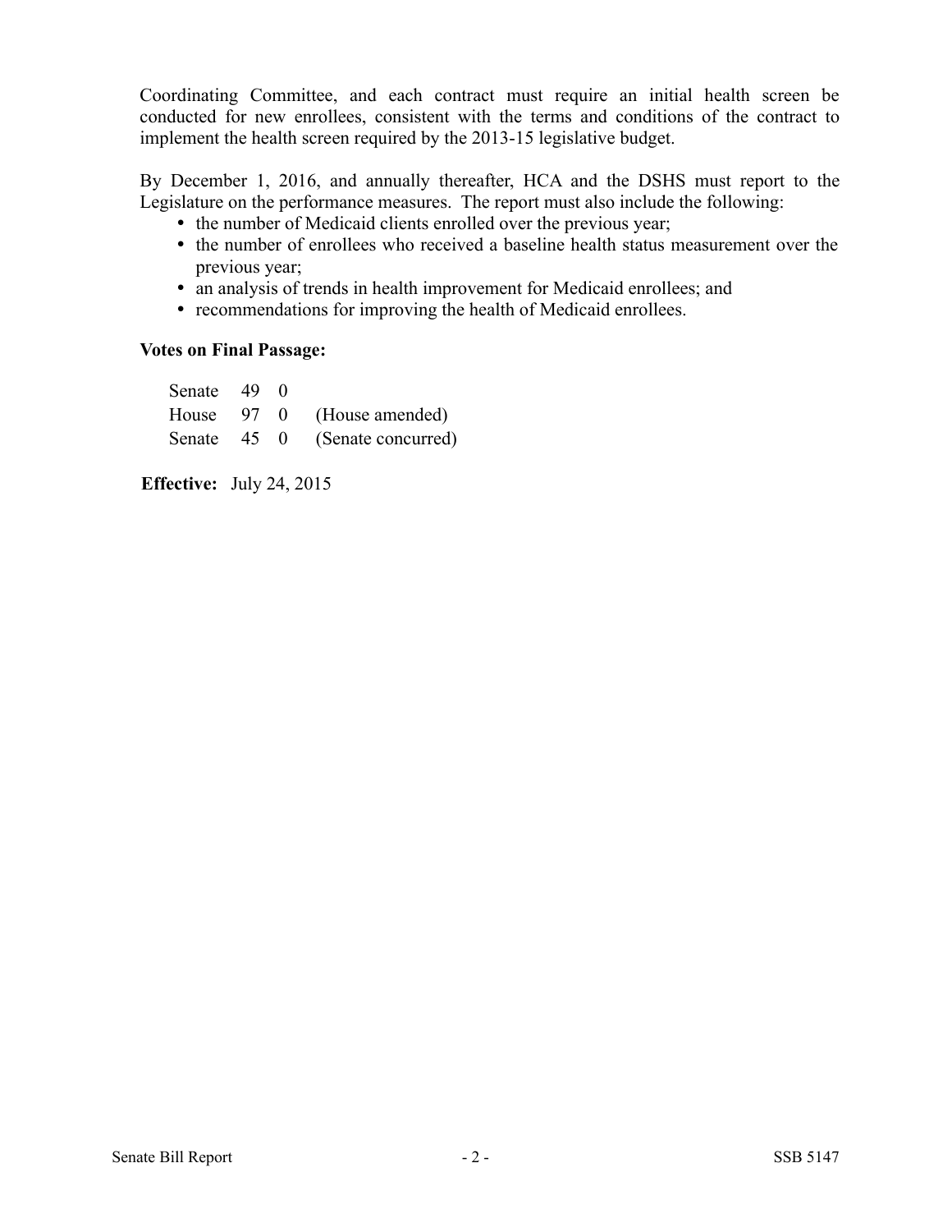Coordinating Committee, and each contract must require an initial health screen be conducted for new enrollees, consistent with the terms and conditions of the contract to implement the health screen required by the 2013-15 legislative budget.

By December 1, 2016, and annually thereafter, HCA and the DSHS must report to the Legislature on the performance measures. The report must also include the following:

- the number of Medicaid clients enrolled over the previous year;
- the number of enrollees who received a baseline health status measurement over the previous year;
- an analysis of trends in health improvement for Medicaid enrollees; and
- recommendations for improving the health of Medicaid enrollees.

**Votes on Final Passage:**

| | | | |
|---|---|---|---|
| Senate | 49 | 0 | |
| House | 97 | 0 | (House amended) |
| Senate | 45 | 0 | (Senate concurred) |

**Effective:** July 24, 2015